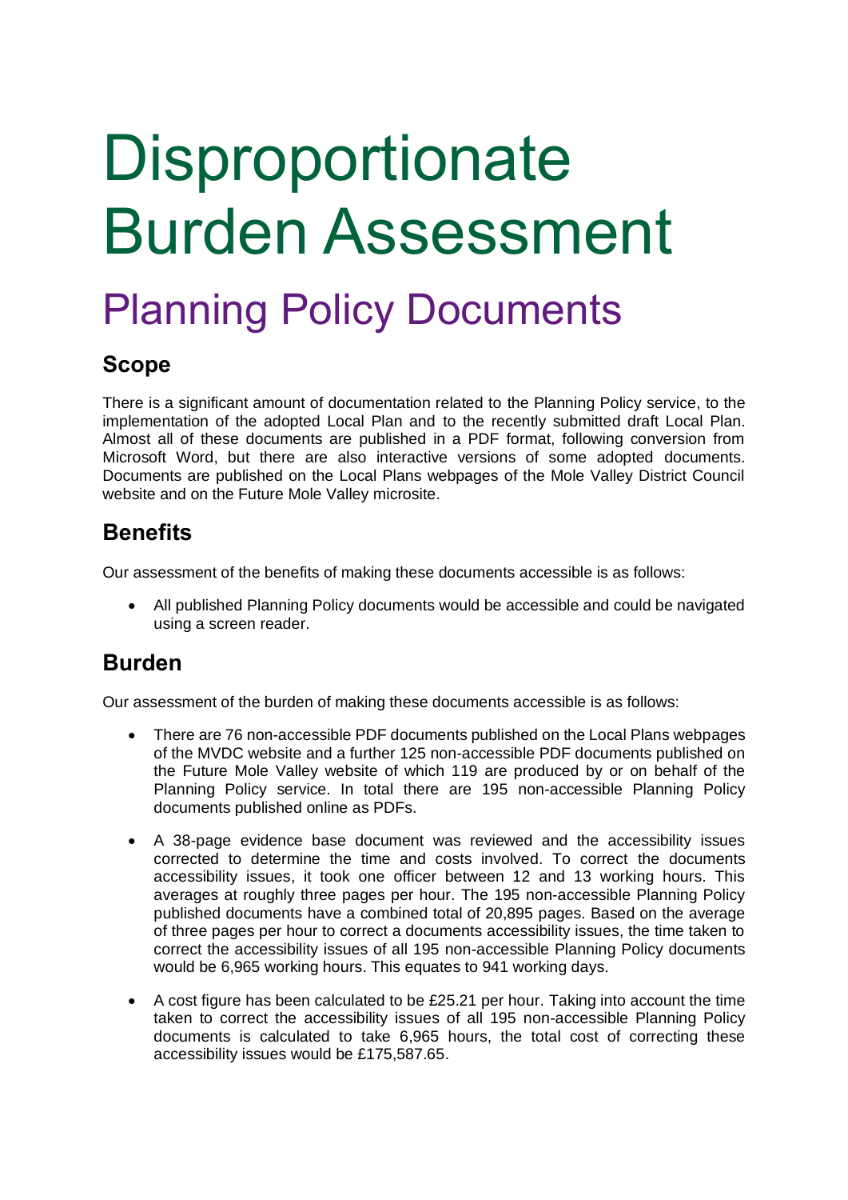# Disproportionate Burden Assessment

## Planning Policy Documents

### Scope

There is a significant amount of documentation related to the Planning Policy service, to the implementation of the adopted Local Plan and to the recently submitted draft Local Plan. Almost all of these documents are published in a PDF format, following conversion from Microsoft Word, but there are also interactive versions of some adopted documents. Documents are published on the Local Plans webpages of the Mole Valley District Council website and on the Future Mole Valley microsite.

### Benefits

Our assessment of the benefits of making these documents accessible is as follows:

- All published Planning Policy documents would be accessible and could be navigated using a screen reader.

### Burden

Our assessment of the burden of making these documents accessible is as follows:

- There are 76 non-accessible PDF documents published on the Local Plans webpages of the MVDC website and a further 125 non-accessible PDF documents published on the Future Mole Valley website of which 119 are produced by or on behalf of the Planning Policy service. In total there are 195 non-accessible Planning Policy documents published online as PDFs.
- A 38-page evidence base document was reviewed and the accessibility issues corrected to determine the time and costs involved. To correct the documents accessibility issues, it took one officer between 12 and 13 working hours. This averages at roughly three pages per hour. The 195 non-accessible Planning Policy published documents have a combined total of 20,895 pages. Based on the average of three pages per hour to correct a documents accessibility issues, the time taken to correct the accessibility issues of all 195 non-accessible Planning Policy documents would be 6,965 working hours. This equates to 941 working days.
- A cost figure has been calculated to be £25.21 per hour. Taking into account the time taken to correct the accessibility issues of all 195 non-accessible Planning Policy documents is calculated to take 6,965 hours, the total cost of correcting these accessibility issues would be £175,587.65.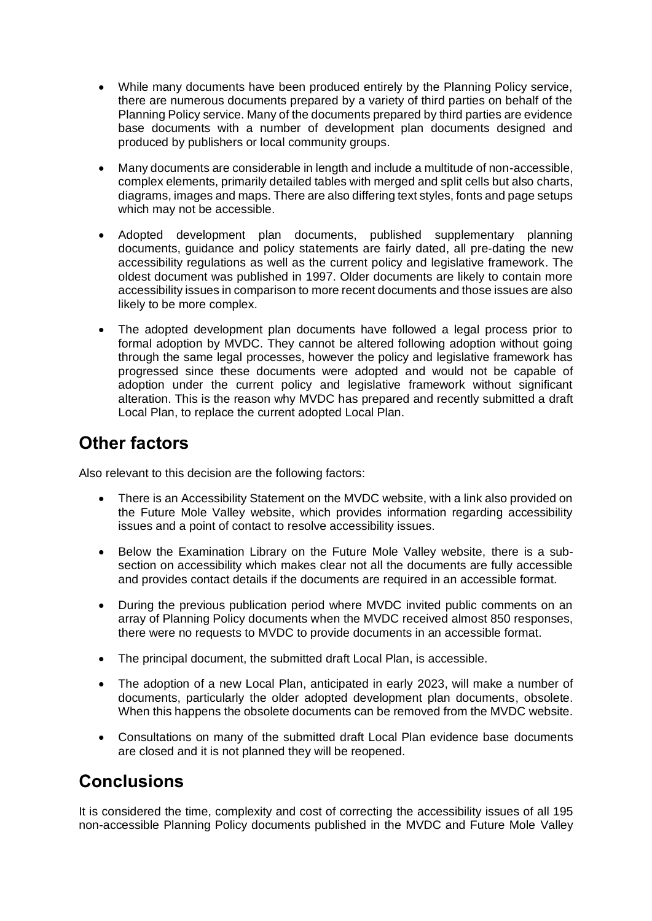- While many documents have been produced entirely by the Planning Policy service, there are numerous documents prepared by a variety of third parties on behalf of the Planning Policy service. Many of the documents prepared by third parties are evidence base documents with a number of development plan documents designed and produced by publishers or local community groups.

- Many documents are considerable in length and include a multitude of non-accessible, complex elements, primarily detailed tables with merged and split cells but also charts, diagrams, images and maps. There are also differing text styles, fonts and page setups which may not be accessible.

- Adopted development plan documents, published supplementary planning documents, guidance and policy statements are fairly dated, all pre-dating the new accessibility regulations as well as the current policy and legislative framework. The oldest document was published in 1997. Older documents are likely to contain more accessibility issues in comparison to more recent documents and those issues are also likely to be more complex.

- The adopted development plan documents have followed a legal process prior to formal adoption by MVDC. They cannot be altered following adoption without going through the same legal processes, however the policy and legislative framework has progressed since these documents were adopted and would not be capable of adoption under the current policy and legislative framework without significant alteration. This is the reason why MVDC has prepared and recently submitted a draft Local Plan, to replace the current adopted Local Plan.

## Other factors

Also relevant to this decision are the following factors:

- There is an Accessibility Statement on the MVDC website, with a link also provided on the Future Mole Valley website, which provides information regarding accessibility issues and a point of contact to resolve accessibility issues.

- Below the Examination Library on the Future Mole Valley website, there is a sub-section on accessibility which makes clear not all the documents are fully accessible and provides contact details if the documents are required in an accessible format.

- During the previous publication period where MVDC invited public comments on an array of Planning Policy documents when the MVDC received almost 850 responses, there were no requests to MVDC to provide documents in an accessible format.

- The principal document, the submitted draft Local Plan, is accessible.

- The adoption of a new Local Plan, anticipated in early 2023, will make a number of documents, particularly the older adopted development plan documents, obsolete. When this happens the obsolete documents can be removed from the MVDC website.

- Consultations on many of the submitted draft Local Plan evidence base documents are closed and it is not planned they will be reopened.

## Conclusions

It is considered the time, complexity and cost of correcting the accessibility issues of all 195 non-accessible Planning Policy documents published in the MVDC and Future Mole Valley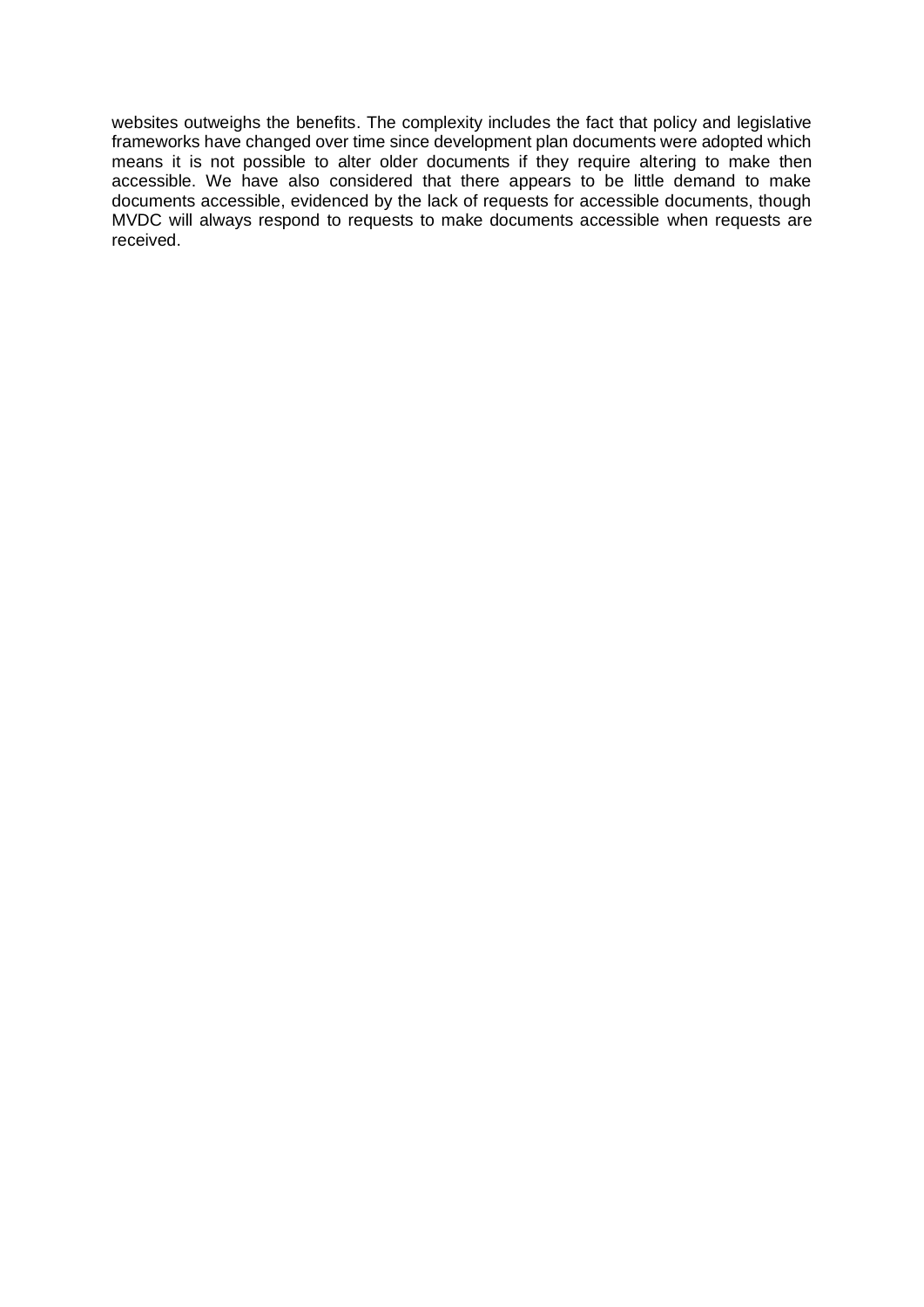websites outweighs the benefits. The complexity includes the fact that policy and legislative frameworks have changed over time since development plan documents were adopted which means it is not possible to alter older documents if they require altering to make then accessible. We have also considered that there appears to be little demand to make documents accessible, evidenced by the lack of requests for accessible documents, though MVDC will always respond to requests to make documents accessible when requests are received.